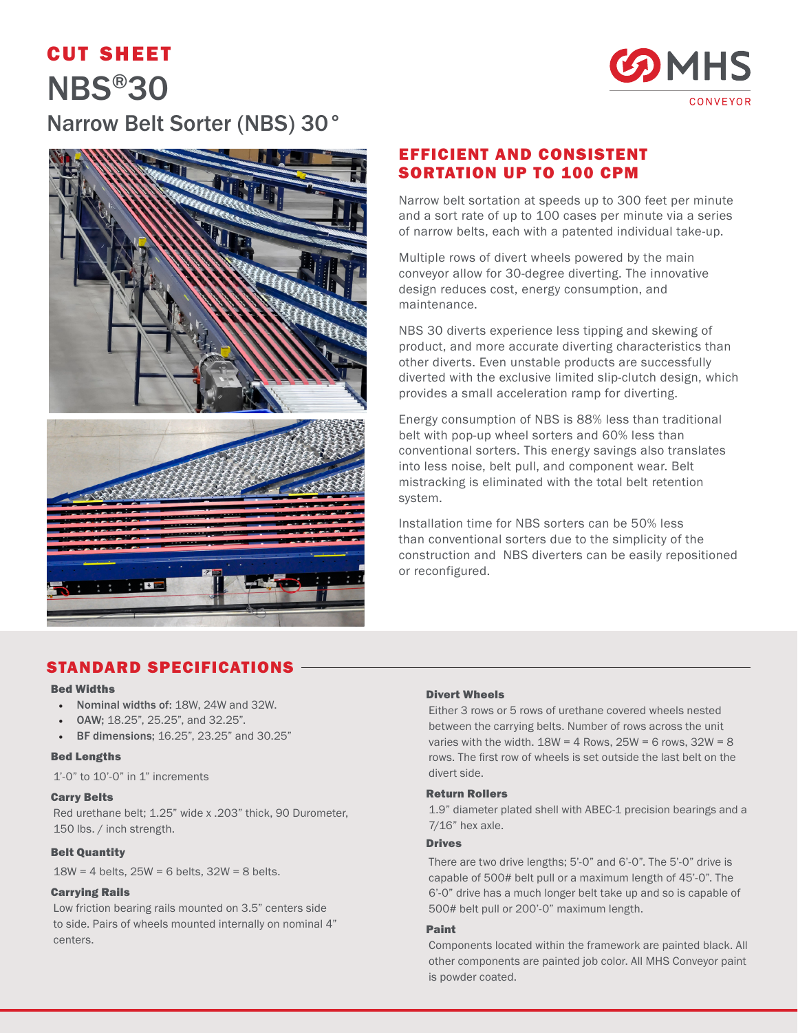**CUT SHEET**

# NBS®30

## Narrow Belt Sorter (NBS) 30°

MHS CONVEYOR

## EFFICIENT AND CONSISTENT SORTATION UP TO 100 CPM

Narrow belt sortation at speeds up to 300 feet per minute and a sort rate of up to 100 cases per minute via a series of narrow belts, each with a patented individual take-up.

Multiple rows of divert wheels powered by the main conveyor allow for 30-degree diverting. The innovative design reduces cost, energy consumption, and maintenance.

NBS 30 diverts experience less tipping and skewing of product, and more accurate diverting characteristics than other diverts. Even unstable products are successfully diverted with the exclusive limited slip-clutch design, which provides a small acceleration ramp for diverting.

Energy consumption of NBS is 88% less than traditional belt with pop-up wheel sorters and 60% less than conventional sorters. This energy savings also translates into less noise, belt pull, and component wear. Belt mistracking is eliminated with the total belt retention system.

Installation time for NBS sorters can be 50% less than conventional sorters due to the simplicity of the construction and NBS diverters can be easily repositioned or reconfigured.

## STANDARD SPECIFICATIONS

### Bed Widths

- **Nominal widths of:** 18W, 24W and 32W.
- **OAW;** 18.25", 25.25", and 32.25".
- **BF dimensions;** 16.25", 23.25" and 30.25"

### Bed Lengths

1'-0" to 10'-0" in 1" increments

### Carry Belts

Red urethane belt; 1.25" wide x .203" thick, 90 Durometer, 150 lbs. / inch strength.

### Belt Quantity

18W = 4 belts, 25W = 6 belts, 32W = 8 belts.

### Carrying Rails

Low friction bearing rails mounted on 3.5" centers side to side. Pairs of wheels mounted internally on nominal 4" centers.

### Divert Wheels

Either 3 rows or 5 rows of urethane covered wheels nested between the carrying belts. Number of rows across the unit varies with the width. 18W = 4 Rows, 25W = 6 rows, 32W = 8 rows. The first row of wheels is set outside the last belt on the divert side.

### Return Rollers

1.9" diameter plated shell with ABEC-1 precision bearings and a 7/16" hex axle.

### Drives

There are two drive lengths; 5'-0" and 6'-0". The 5'-0" drive is capable of 500# belt pull or a maximum length of 45'-0". The 6'-0" drive has a much longer belt take up and so is capable of 500# belt pull or 200'-0" maximum length.

### Paint

Components located within the framework are painted black. All other components are painted job color. All MHS Conveyor paint is powder coated.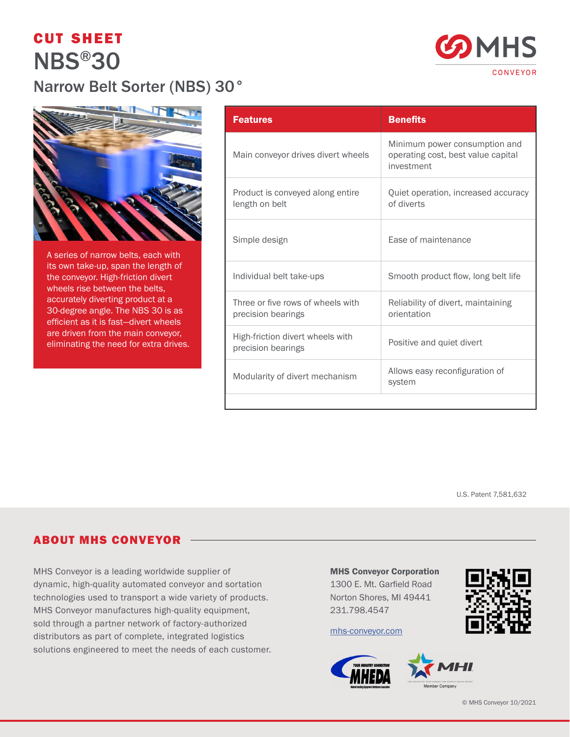# CUT SHEET

# NBS®30

## Narrow Belt Sorter (NBS) 30°

A series of narrow belts, each with its own take-up, span the length of the conveyor. High-friction divert wheels rise between the belts, accurately diverting product at a 30-degree angle. The NBS 30 is as efficient as it is fast—divert wheels are driven from the main conveyor, eliminating the need for extra drives.

| Features | Benefits |
| --- | --- |
| Main conveyor drives divert wheels | Minimum power consumption and operating cost, best value capital investment |
| Product is conveyed along entire length on belt | Quiet operation, increased accuracy of diverts |
| Simple design | Ease of maintenance |
| Individual belt take-ups | Smooth product flow, long belt life |
| Three or five rows of wheels with precision bearings | Reliability of divert, maintaining orientation |
| High-friction divert wheels with precision bearings | Positive and quiet divert |
| Modularity of divert mechanism | Allows easy reconfiguration of system |

U.S. Patent 7,581,632

## ABOUT MHS CONVEYOR

MHS Conveyor is a leading worldwide supplier of dynamic, high-quality automated conveyor and sortation technologies used to transport a wide variety of products. MHS Conveyor manufactures high-quality equipment, sold through a partner network of factory-authorized distributors as part of complete, integrated logistics solutions engineered to meet the needs of each customer.

**MHS Conveyor Corporation**
1300 E. Mt. Garfield Road
Norton Shores, MI 49441
231.798.4547

mhs-conveyor.com

© MHS Conveyor 10/2021